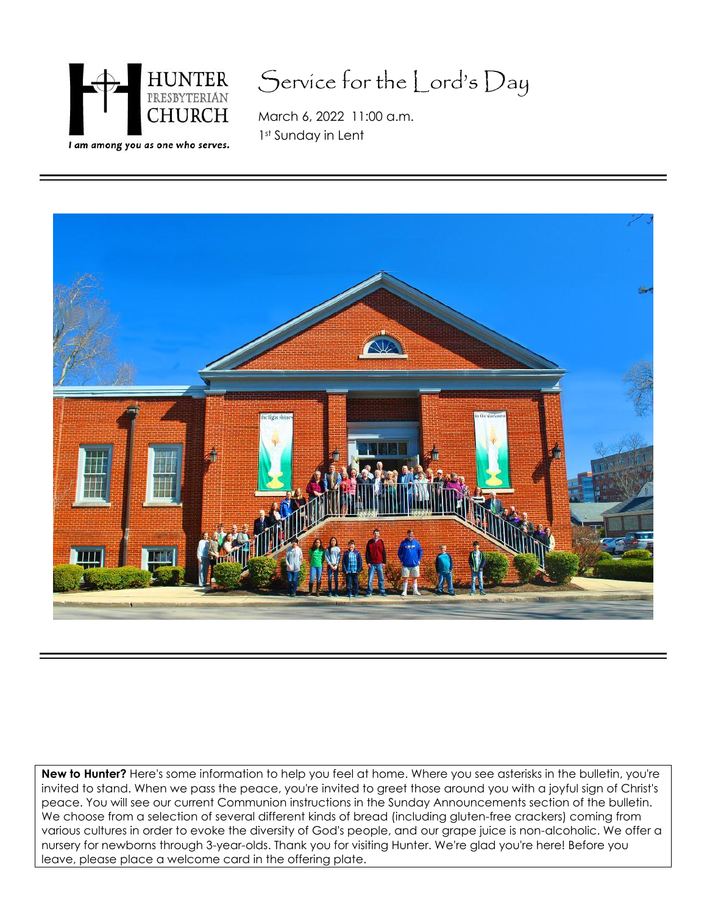HUNTER PRESBYTERIAN CHURCH

*I am among you as one who serves.*

# Service for the Lord's Day

March 6, 2022 11:00 a.m.

1st Sunday in Lent

**New to Hunter?** Here's some information to help you feel at home. Where you see asterisks in the bulletin, you're invited to stand. When we pass the peace, you're invited to greet those around you with a joyful sign of Christ's peace. You will see our current Communion instructions in the Sunday Announcements section of the bulletin. We choose from a selection of several different kinds of bread (including gluten-free crackers) coming from various cultures in order to evoke the diversity of God's people, and our grape juice is non-alcoholic. We offer a nursery for newborns through 3-year-olds. Thank you for visiting Hunter. We're glad you're here! Before you leave, please place a welcome card in the offering plate.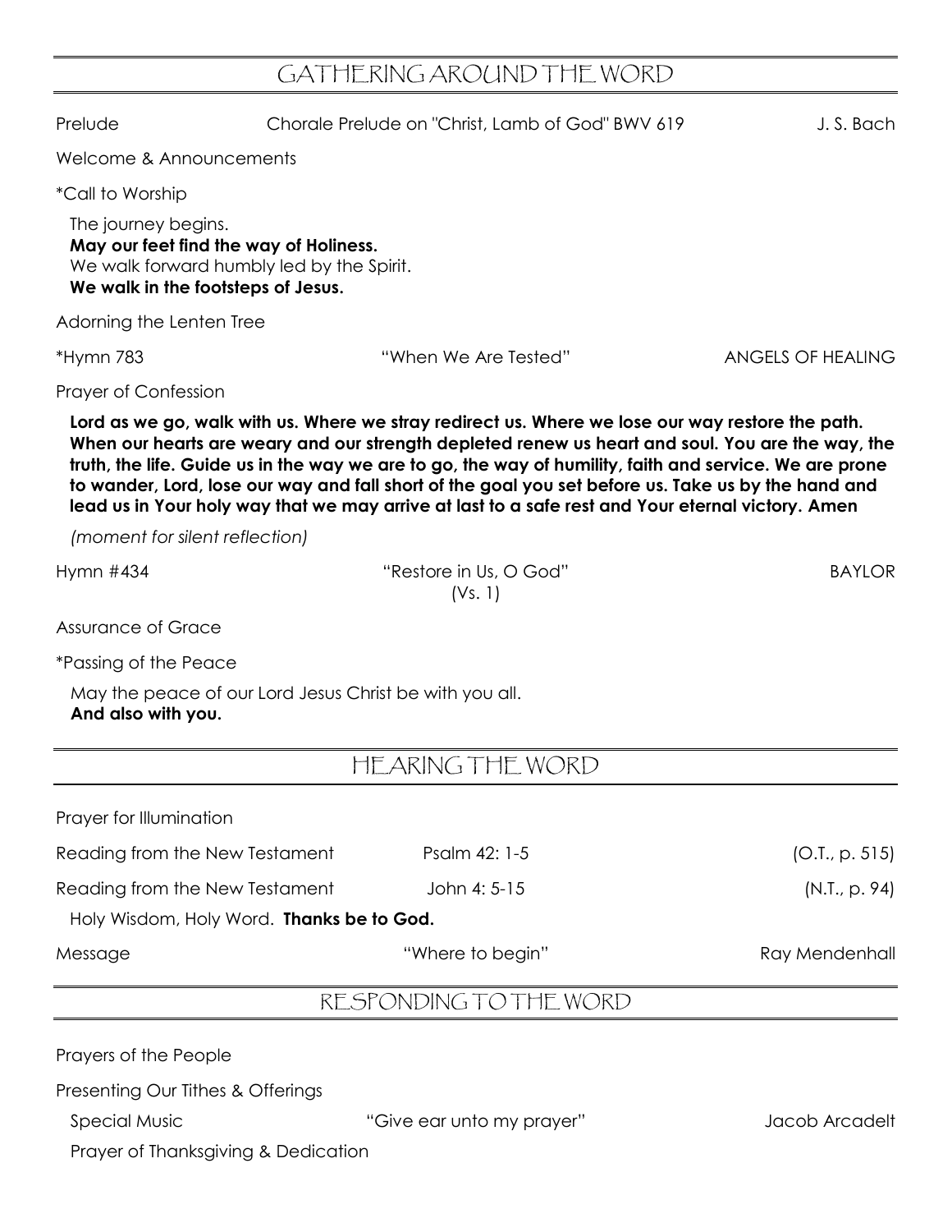## GATHERING AROUND THE WORD

Prelude — Chorale Prelude on "Christ, Lamb of God" BWV 619 — J. S. Bach

Welcome & Announcements

*Call to Worship

The journey begins.
**May our feet find the way of Holiness.**
We walk forward humbly led by the Spirit.
**We walk in the footsteps of Jesus.**

Adorning the Lenten Tree

*Hymn 783 — "When We Are Tested" — ANGELS OF HEALING

Prayer of Confession

**Lord as we go, walk with us. Where we stray redirect us. Where we lose our way restore the path. When our hearts are weary and our strength depleted renew us heart and soul. You are the way, the truth, the life. Guide us in the way we are to go, the way of humility, faith and service. We are prone to wander, Lord, lose our way and fall short of the goal you set before us. Take us by the hand and lead us in Your holy way that we may arrive at last to a safe rest and Your eternal victory. Amen**

*(moment for silent reflection)*

Hymn #434 — "Restore in Us, O God" (Vs. 1) — BAYLOR

Assurance of Grace

*Passing of the Peace

May the peace of our Lord Jesus Christ be with you all.
**And also with you.**

## HEARING THE WORD

Prayer for Illumination

Reading from the New Testament — Psalm 42: 1-5 — (O.T., p. 515)

Reading from the New Testament — John 4: 5-15 — (N.T., p. 94)

Holy Wisdom, Holy Word. **Thanks be to God.**

Message — "Where to begin" — Ray Mendenhall

## RESPONDING TO THE WORD

Prayers of the People

Presenting Our Tithes & Offerings

Special Music — "Give ear unto my prayer" — Jacob Arcadelt

Prayer of Thanksgiving & Dedication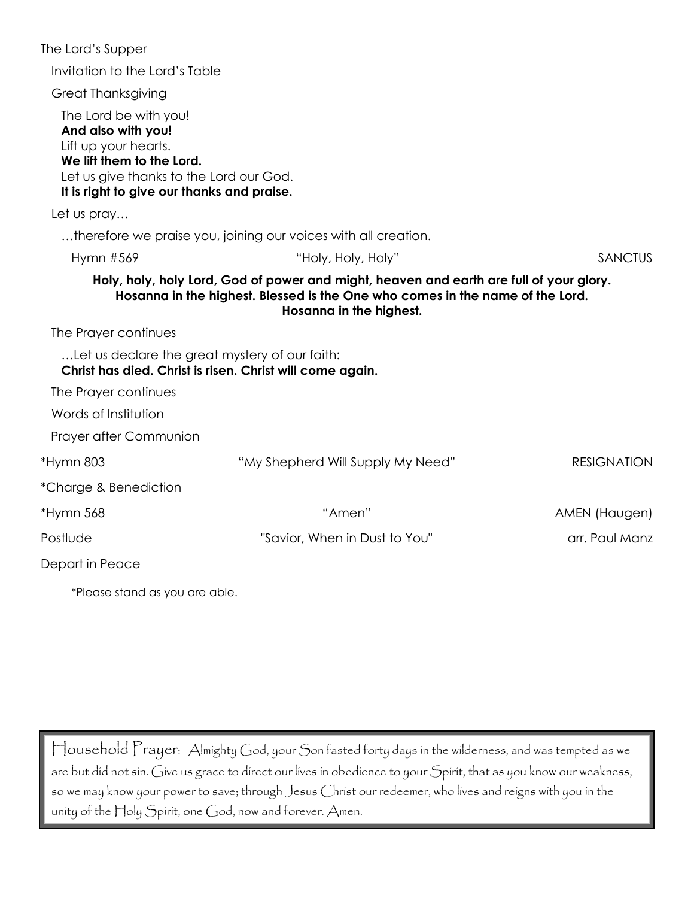The Lord's Supper

Invitation to the Lord's Table

Great Thanksgiving

The Lord be with you!
**And also with you!**
Lift up your hearts.
**We lift them to the Lord.**
Let us give thanks to the Lord our God.
**It is right to give our thanks and praise.**

Let us pray…

…therefore we praise you, joining our voices with all creation.

Hymn #569 — "Holy, Holy, Holy" — SANCTUS

**Holy, holy, holy Lord, God of power and might, heaven and earth are full of your glory. Hosanna in the highest. Blessed is the One who comes in the name of the Lord. Hosanna in the highest.**

The Prayer continues

…Let us declare the great mystery of our faith:
**Christ has died. Christ is risen. Christ will come again.**

The Prayer continues

Words of Institution

Prayer after Communion

*Hymn 803 — "My Shepherd Will Supply My Need" — RESIGNATION

*Charge & Benediction

*Hymn 568 — "Amen" — AMEN (Haugen)

Postlude — "Savior, When in Dust to You" — arr. Paul Manz

Depart in Peace

*Please stand as you are able.

Household Prayer: Almighty God, your Son fasted forty days in the wilderness, and was tempted as we are but did not sin. Give us grace to direct our lives in obedience to your Spirit, that as you know our weakness, so we may know your power to save; through Jesus Christ our redeemer, who lives and reigns with you in the unity of the Holy Spirit, one God, now and forever. Amen.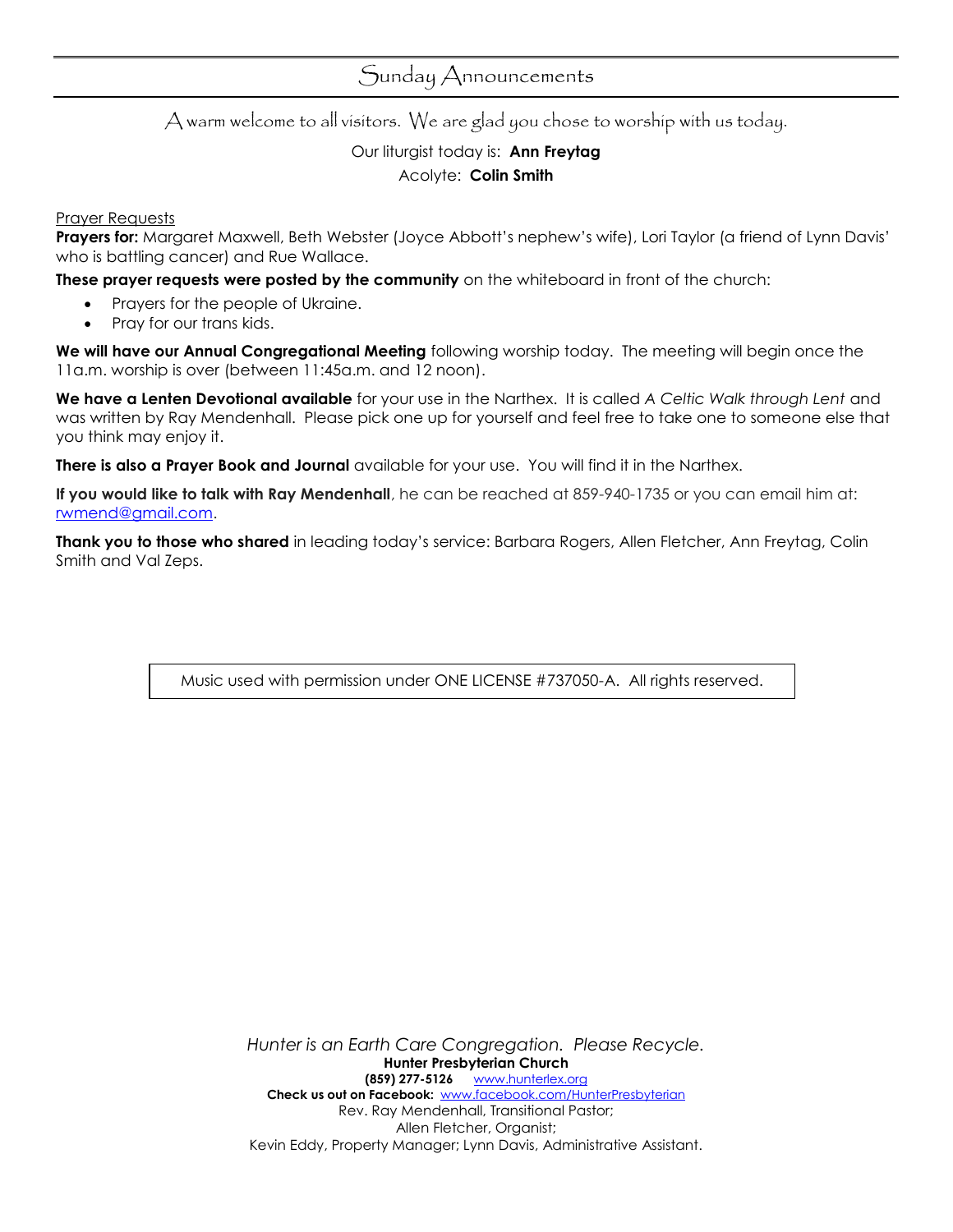# Sunday Announcements

A warm welcome to all visitors. We are glad you chose to worship with us today.

Our liturgist today is: **Ann Freytag**

Acolyte: **Colin Smith**

Prayer Requests

**Prayers for:** Margaret Maxwell, Beth Webster (Joyce Abbott's nephew's wife), Lori Taylor (a friend of Lynn Davis' who is battling cancer) and Rue Wallace.

**These prayer requests were posted by the community** on the whiteboard in front of the church:

- Prayers for the people of Ukraine.
- Pray for our trans kids.

**We will have our Annual Congregational Meeting** following worship today. The meeting will begin once the 11a.m. worship is over (between 11:45a.m. and 12 noon).

**We have a Lenten Devotional available** for your use in the Narthex. It is called *A Celtic Walk through Lent* and was written by Ray Mendenhall. Please pick one up for yourself and feel free to take one to someone else that you think may enjoy it.

**There is also a Prayer Book and Journal** available for your use. You will find it in the Narthex.

**If you would like to talk with Ray Mendenhall**, he can be reached at 859-940-1735 or you can email him at: rwmend@gmail.com.

**Thank you to those who shared** in leading today's service: Barbara Rogers, Allen Fletcher, Ann Freytag, Colin Smith and Val Zeps.

Music used with permission under ONE LICENSE #737050-A. All rights reserved.

*Hunter is an Earth Care Congregation. Please Recycle.*

**Hunter Presbyterian Church**

**(859) 277-5126** www.hunterlex.org

**Check us out on Facebook:** www.facebook.com/HunterPresbyterian

Rev. Ray Mendenhall, Transitional Pastor;

Allen Fletcher, Organist;

Kevin Eddy, Property Manager; Lynn Davis, Administrative Assistant.